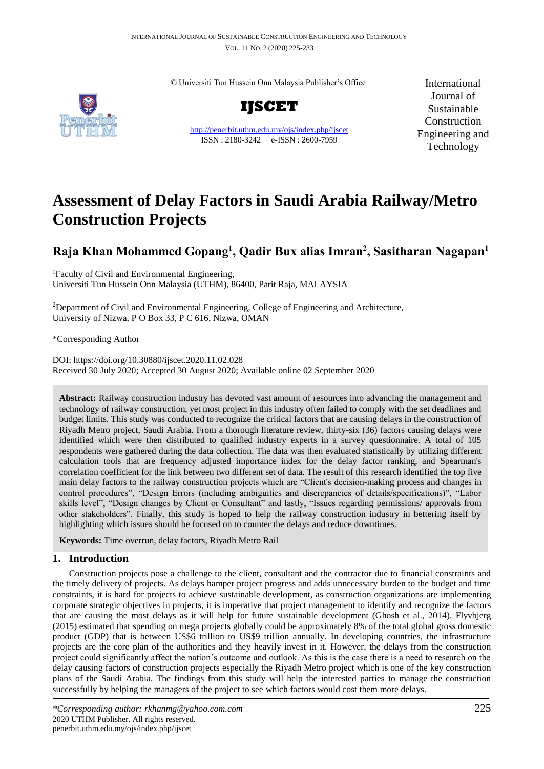© Universiti Tun Hussein Onn Malaysia Publisher's Office

**IJSCET**

http://penerbit.uthm.edu.my/ojs/index.php/ijscet
ISSN : 2180-3242 e-ISSN : 2600-7959

International Journal of Sustainable Construction Engineering and Technology

# Assessment of Delay Factors in Saudi Arabia Railway/Metro Construction Projects

## Raja Khan Mohammed Gopang[1], Qadir Bux alias Imran[2], Sasitharan Nagapan[1]

[1]Faculty of Civil and Environmental Engineering,
Universiti Tun Hussein Onn Malaysia (UTHM), 86400, Parit Raja, MALAYSIA

[2]Department of Civil and Environmental Engineering, College of Engineering and Architecture,
University of Nizwa, P O Box 33, P C 616, Nizwa, OMAN

*Corresponding Author

DOI: https://doi.org/10.30880/ijscet.2020.11.02.028
Received 30 July 2020; Accepted 30 August 2020; Available online 02 September 2020

**Abstract:** Railway construction industry has devoted vast amount of resources into advancing the management and technology of railway construction, yet most project in this industry often failed to comply with the set deadlines and budget limits. This study was conducted to recognize the critical factors that are causing delays in the construction of Riyadh Metro project, Saudi Arabia. From a thorough literature review, thirty-six (36) factors causing delays were identified which were then distributed to qualified industry experts in a survey questionnaire. A total of 105 respondents were gathered during the data collection. The data was then evaluated statistically by utilizing different calculation tools that are frequency adjusted importance index for the delay factor ranking, and Spearman's correlation coefficient for the link between two different set of data. The result of this research identified the top five main delay factors to the railway construction projects which are "Client's decision-making process and changes in control procedures", "Design Errors (including ambiguities and discrepancies of details/specifications)", "Labor skills level", "Design changes by Client or Consultant" and lastly, "Issues regarding permissions/ approvals from other stakeholders". Finally, this study is hoped to help the railway construction industry in bettering itself by highlighting which issues should be focused on to counter the delays and reduce downtimes.

**Keywords:** Time overrun, delay factors, Riyadh Metro Rail

## 1. Introduction

Construction projects pose a challenge to the client, consultant and the contractor due to financial constraints and the timely delivery of projects. As delays hamper project progress and adds unnecessary burden to the budget and time constraints, it is hard for projects to achieve sustainable development, as construction organizations are implementing corporate strategic objectives in projects, it is imperative that project management to identify and recognize the factors that are causing the most delays as it will help for future sustainable development (Ghosh et al., 2014). Flyvbjerg (2015) estimated that spending on mega projects globally could be approximately 8% of the total global gross domestic product (GDP) that is between US$6 trillion to US$9 trillion annually. In developing countries, the infrastructure projects are the core plan of the authorities and they heavily invest in it. However, the delays from the construction project could significantly affect the nation's outcome and outlook. As this is the case there is a need to research on the delay causing factors of construction projects especially the Riyadh Metro project which is one of the key construction plans of the Saudi Arabia. The findings from this study will help the interested parties to manage the construction successfully by helping the managers of the project to see which factors would cost them more delays.

*Corresponding author: rkhanmg@yahoo.com.com
2020 UTHM Publisher. All rights reserved.
penerbit.uthm.edu.my/ojs/index.php/ijscet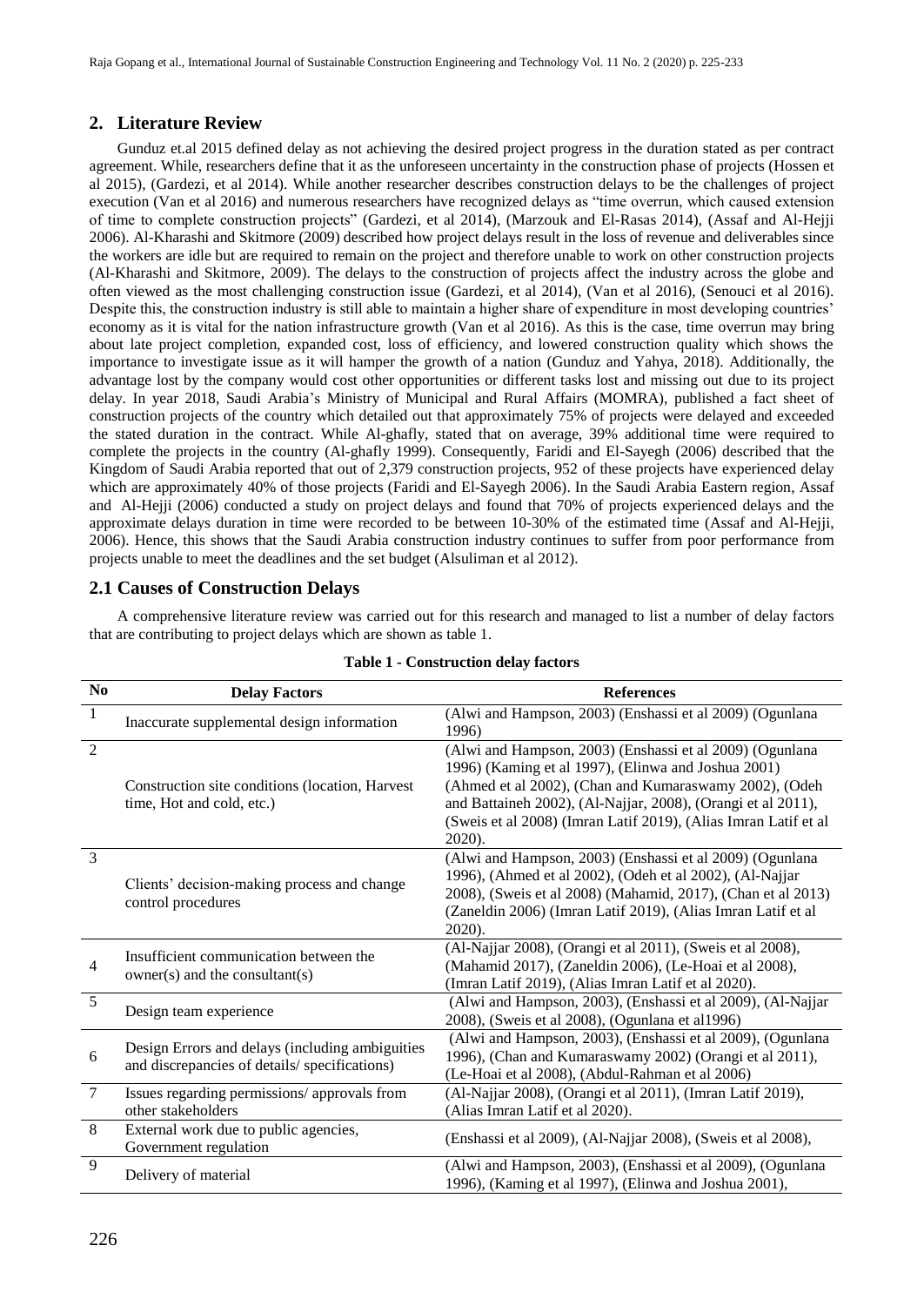## 2. Literature Review

Gunduz et.al 2015 defined delay as not achieving the desired project progress in the duration stated as per contract agreement. While, researchers define that it as the unforeseen uncertainty in the construction phase of projects (Hossen et al 2015), (Gardezi, et al 2014). While another researcher describes construction delays to be the challenges of project execution (Van et al 2016) and numerous researchers have recognized delays as "time overrun, which caused extension of time to complete construction projects" (Gardezi, et al 2014), (Marzouk and El-Rasas 2014), (Assaf and Al-Hejji 2006). Al-Kharashi and Skitmore (2009) described how project delays result in the loss of revenue and deliverables since the workers are idle but are required to remain on the project and therefore unable to work on other construction projects (Al-Kharashi and Skitmore, 2009). The delays to the construction of projects affect the industry across the globe and often viewed as the most challenging construction issue (Gardezi, et al 2014), (Van et al 2016), (Senouci et al 2016). Despite this, the construction industry is still able to maintain a higher share of expenditure in most developing countries' economy as it is vital for the nation infrastructure growth (Van et al 2016). As this is the case, time overrun may bring about late project completion, expanded cost, loss of efficiency, and lowered construction quality which shows the importance to investigate issue as it will hamper the growth of a nation (Gunduz and Yahya, 2018). Additionally, the advantage lost by the company would cost other opportunities or different tasks lost and missing out due to its project delay. In year 2018, Saudi Arabia's Ministry of Municipal and Rural Affairs (MOMRA), published a fact sheet of construction projects of the country which detailed out that approximately 75% of projects were delayed and exceeded the stated duration in the contract. While Al-ghafly, stated that on average, 39% additional time were required to complete the projects in the country (Al-ghafly 1999). Consequently, Faridi and El-Sayegh (2006) described that the Kingdom of Saudi Arabia reported that out of 2,379 construction projects, 952 of these projects have experienced delay which are approximately 40% of those projects (Faridi and El-Sayegh 2006). In the Saudi Arabia Eastern region, Assaf and Al-Hejji (2006) conducted a study on project delays and found that 70% of projects experienced delays and the approximate delays duration in time were recorded to be between 10-30% of the estimated time (Assaf and Al-Hejji, 2006). Hence, this shows that the Saudi Arabia construction industry continues to suffer from poor performance from projects unable to meet the deadlines and the set budget (Alsuliman et al 2012).

### 2.1 Causes of Construction Delays

A comprehensive literature review was carried out for this research and managed to list a number of delay factors that are contributing to project delays which are shown as table 1.

**Table 1 - Construction delay factors**

| No | Delay Factors | References |
|---|---|---|
| 1 | Inaccurate supplemental design information | (Alwi and Hampson, 2003) (Enshassi et al 2009) (Ogunlana 1996) |
| 2 | Construction site conditions (location, Harvest time, Hot and cold, etc.) | (Alwi and Hampson, 2003) (Enshassi et al 2009) (Ogunlana 1996) (Kaming et al 1997), (Elinwa and Joshua 2001) (Ahmed et al 2002), (Chan and Kumaraswamy 2002), (Odeh and Battaineh 2002), (Al-Najjar, 2008), (Orangi et al 2011), (Sweis et al 2008) (Imran Latif 2019), (Alias Imran Latif et al 2020). |
| 3 | Clients' decision-making process and change control procedures | (Alwi and Hampson, 2003) (Enshassi et al 2009) (Ogunlana 1996), (Ahmed et al 2002), (Odeh et al 2002), (Al-Najjar 2008), (Sweis et al 2008) (Mahamid, 2017), (Chan et al 2013) (Zaneldin 2006) (Imran Latif 2019), (Alias Imran Latif et al 2020). |
| 4 | Insufficient communication between the owner(s) and the consultant(s) | (Al-Najjar 2008), (Orangi et al 2011), (Sweis et al 2008), (Mahamid 2017), (Zaneldin 2006), (Le-Hoai et al 2008), (Imran Latif 2019), (Alias Imran Latif et al 2020). |
| 5 | Design team experience | (Alwi and Hampson, 2003), (Enshassi et al 2009), (Al-Najjar 2008), (Sweis et al 2008), (Ogunlana et al1996) |
| 6 | Design Errors and delays (including ambiguities and discrepancies of details/ specifications) | (Alwi and Hampson, 2003), (Enshassi et al 2009), (Ogunlana 1996), (Chan and Kumaraswamy 2002) (Orangi et al 2011), (Le-Hoai et al 2008), (Abdul-Rahman et al 2006) |
| 7 | Issues regarding permissions/ approvals from other stakeholders | (Al-Najjar 2008), (Orangi et al 2011), (Imran Latif 2019), (Alias Imran Latif et al 2020). |
| 8 | External work due to public agencies, Government regulation | (Enshassi et al 2009), (Al-Najjar 2008), (Sweis et al 2008), |
| 9 | Delivery of material | (Alwi and Hampson, 2003), (Enshassi et al 2009), (Ogunlana 1996), (Kaming et al 1997), (Elinwa and Joshua 2001), |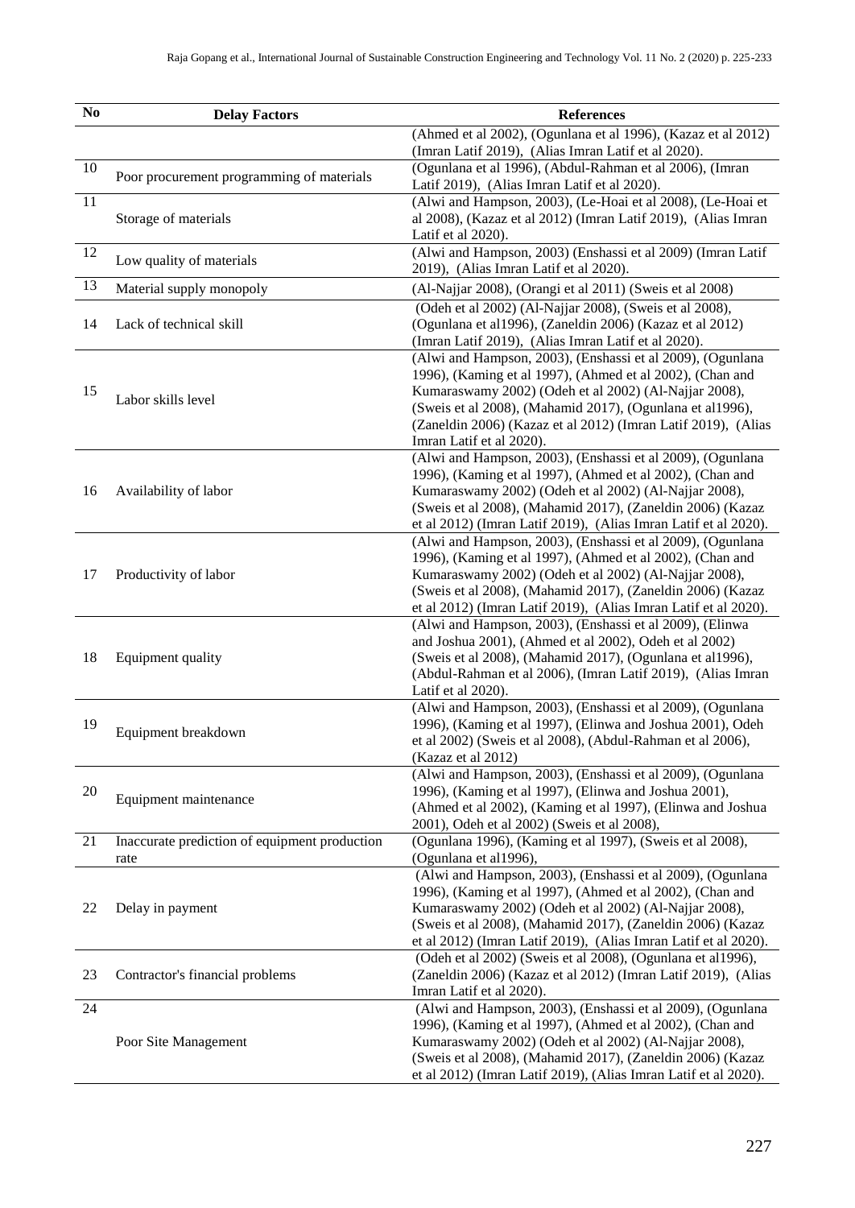| No | Delay Factors | References |
|---|---|---|
| | | (Ahmed et al 2002), (Ogunlana et al 1996), (Kazaz et al 2012) (Imran Latif 2019), (Alias Imran Latif et al 2020). |
| 10 | Poor procurement programming of materials | (Ogunlana et al 1996), (Abdul-Rahman et al 2006), (Imran Latif 2019), (Alias Imran Latif et al 2020). |
| 11 | Storage of materials | (Alwi and Hampson, 2003), (Le-Hoai et al 2008), (Le-Hoai et al 2008), (Kazaz et al 2012) (Imran Latif 2019), (Alias Imran Latif et al 2020). |
| 12 | Low quality of materials | (Alwi and Hampson, 2003) (Enshassi et al 2009) (Imran Latif 2019), (Alias Imran Latif et al 2020). |
| 13 | Material supply monopoly | (Al-Najjar 2008), (Orangi et al 2011) (Sweis et al 2008) |
| 14 | Lack of technical skill | (Odeh et al 2002) (Al-Najjar 2008), (Sweis et al 2008), (Ogunlana et al1996), (Zaneldin 2006) (Kazaz et al 2012) (Imran Latif 2019), (Alias Imran Latif et al 2020). |
| 15 | Labor skills level | (Alwi and Hampson, 2003), (Enshassi et al 2009), (Ogunlana 1996), (Kaming et al 1997), (Ahmed et al 2002), (Chan and Kumaraswamy 2002) (Odeh et al 2002) (Al-Najjar 2008), (Sweis et al 2008), (Mahamid 2017), (Ogunlana et al1996), (Zaneldin 2006) (Kazaz et al 2012) (Imran Latif 2019), (Alias Imran Latif et al 2020). |
| 16 | Availability of labor | (Alwi and Hampson, 2003), (Enshassi et al 2009), (Ogunlana 1996), (Kaming et al 1997), (Ahmed et al 2002), (Chan and Kumaraswamy 2002) (Odeh et al 2002) (Al-Najjar 2008), (Sweis et al 2008), (Mahamid 2017), (Zaneldin 2006) (Kazaz et al 2012) (Imran Latif 2019), (Alias Imran Latif et al 2020). |
| 17 | Productivity of labor | (Alwi and Hampson, 2003), (Enshassi et al 2009), (Ogunlana 1996), (Kaming et al 1997), (Ahmed et al 2002), (Chan and Kumaraswamy 2002) (Odeh et al 2002) (Al-Najjar 2008), (Sweis et al 2008), (Mahamid 2017), (Zaneldin 2006) (Kazaz et al 2012) (Imran Latif 2019), (Alias Imran Latif et al 2020). |
| 18 | Equipment quality | (Alwi and Hampson, 2003), (Enshassi et al 2009), (Elinwa and Joshua 2001), (Ahmed et al 2002), Odeh et al 2002) (Sweis et al 2008), (Mahamid 2017), (Ogunlana et al1996), (Abdul-Rahman et al 2006), (Imran Latif 2019), (Alias Imran Latif et al 2020). |
| 19 | Equipment breakdown | (Alwi and Hampson, 2003), (Enshassi et al 2009), (Ogunlana 1996), (Kaming et al 1997), (Elinwa and Joshua 2001), Odeh et al 2002) (Sweis et al 2008), (Abdul-Rahman et al 2006), (Kazaz et al 2012) |
| 20 | Equipment maintenance | (Alwi and Hampson, 2003), (Enshassi et al 2009), (Ogunlana 1996), (Kaming et al 1997), (Elinwa and Joshua 2001), (Ahmed et al 2002), (Kaming et al 1997), (Elinwa and Joshua 2001), Odeh et al 2002) (Sweis et al 2008), |
| 21 | Inaccurate prediction of equipment production rate | (Ogunlana 1996), (Kaming et al 1997), (Sweis et al 2008), (Ogunlana et al1996), |
| 22 | Delay in payment | (Alwi and Hampson, 2003), (Enshassi et al 2009), (Ogunlana 1996), (Kaming et al 1997), (Ahmed et al 2002), (Chan and Kumaraswamy 2002) (Odeh et al 2002) (Al-Najjar 2008), (Sweis et al 2008), (Mahamid 2017), (Zaneldin 2006) (Kazaz et al 2012) (Imran Latif 2019), (Alias Imran Latif et al 2020). |
| 23 | Contractor's financial problems | (Odeh et al 2002) (Sweis et al 2008), (Ogunlana et al1996), (Zaneldin 2006) (Kazaz et al 2012) (Imran Latif 2019), (Alias Imran Latif et al 2020). |
| 24 | Poor Site Management | (Alwi and Hampson, 2003), (Enshassi et al 2009), (Ogunlana 1996), (Kaming et al 1997), (Ahmed et al 2002), (Chan and Kumaraswamy 2002) (Odeh et al 2002) (Al-Najjar 2008), (Sweis et al 2008), (Mahamid 2017), (Zaneldin 2006) (Kazaz et al 2012) (Imran Latif 2019), (Alias Imran Latif et al 2020). |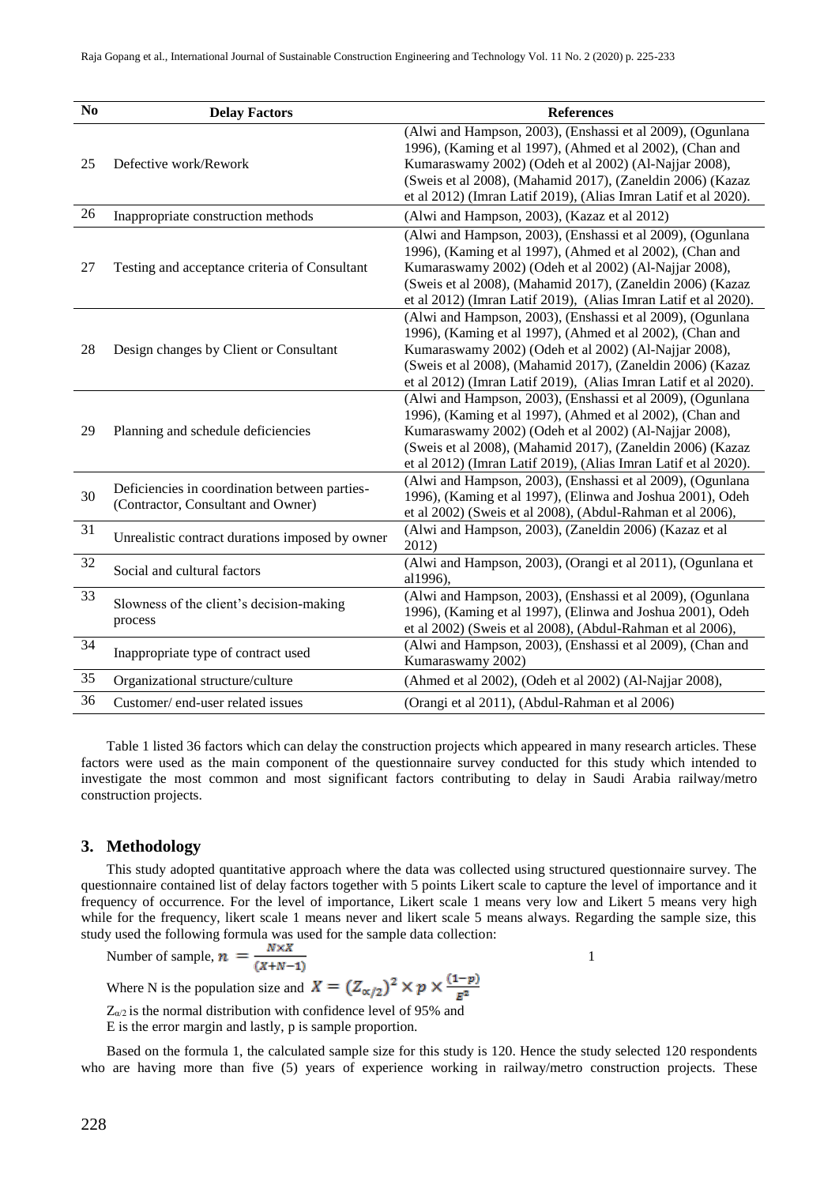| No | Delay Factors | References |
|---|---|---|
| 25 | Defective work/Rework | (Alwi and Hampson, 2003), (Enshassi et al 2009), (Ogunlana 1996), (Kaming et al 1997), (Ahmed et al 2002), (Chan and Kumaraswamy 2002) (Odeh et al 2002) (Al-Najjar 2008), (Sweis et al 2008), (Mahamid 2017), (Zaneldin 2006) (Kazaz et al 2012) (Imran Latif 2019), (Alias Imran Latif et al 2020). |
| 26 | Inappropriate construction methods | (Alwi and Hampson, 2003), (Kazaz et al 2012) |
| 27 | Testing and acceptance criteria of Consultant | (Alwi and Hampson, 2003), (Enshassi et al 2009), (Ogunlana 1996), (Kaming et al 1997), (Ahmed et al 2002), (Chan and Kumaraswamy 2002) (Odeh et al 2002) (Al-Najjar 2008), (Sweis et al 2008), (Mahamid 2017), (Zaneldin 2006) (Kazaz et al 2012) (Imran Latif 2019), (Alias Imran Latif et al 2020). |
| 28 | Design changes by Client or Consultant | (Alwi and Hampson, 2003), (Enshassi et al 2009), (Ogunlana 1996), (Kaming et al 1997), (Ahmed et al 2002), (Chan and Kumaraswamy 2002) (Odeh et al 2002) (Al-Najjar 2008), (Sweis et al 2008), (Mahamid 2017), (Zaneldin 2006) (Kazaz et al 2012) (Imran Latif 2019), (Alias Imran Latif et al 2020). |
| 29 | Planning and schedule deficiencies | (Alwi and Hampson, 2003), (Enshassi et al 2009), (Ogunlana 1996), (Kaming et al 1997), (Ahmed et al 2002), (Chan and Kumaraswamy 2002) (Odeh et al 2002) (Al-Najjar 2008), (Sweis et al 2008), (Mahamid 2017), (Zaneldin 2006) (Kazaz et al 2012) (Imran Latif 2019), (Alias Imran Latif et al 2020). |
| 30 | Deficiencies in coordination between parties- (Contractor, Consultant and Owner) | (Alwi and Hampson, 2003), (Enshassi et al 2009), (Ogunlana 1996), (Kaming et al 1997), (Elinwa and Joshua 2001), Odeh et al 2002) (Sweis et al 2008), (Abdul-Rahman et al 2006), |
| 31 | Unrealistic contract durations imposed by owner | (Alwi and Hampson, 2003), (Zaneldin 2006) (Kazaz et al 2012) |
| 32 | Social and cultural factors | (Alwi and Hampson, 2003), (Orangi et al 2011), (Ogunlana et al1996), |
| 33 | Slowness of the client's decision-making process | (Alwi and Hampson, 2003), (Enshassi et al 2009), (Ogunlana 1996), (Kaming et al 1997), (Elinwa and Joshua 2001), Odeh et al 2002) (Sweis et al 2008), (Abdul-Rahman et al 2006), |
| 34 | Inappropriate type of contract used | (Alwi and Hampson, 2003), (Enshassi et al 2009), (Chan and Kumaraswamy 2002) |
| 35 | Organizational structure/culture | (Ahmed et al 2002), (Odeh et al 2002) (Al-Najjar 2008), |
| 36 | Customer/ end-user related issues | (Orangi et al 2011), (Abdul-Rahman et al 2006) |

Table 1 listed 36 factors which can delay the construction projects which appeared in many research articles. These factors were used as the main component of the questionnaire survey conducted for this study which intended to investigate the most common and most significant factors contributing to delay in Saudi Arabia railway/metro construction projects.

## 3. Methodology

This study adopted quantitative approach where the data was collected using structured questionnaire survey. The questionnaire contained list of delay factors together with 5 points Likert scale to capture the level of importance and it frequency of occurrence. For the level of importance, Likert scale 1 means very low and Likert 5 means very high while for the frequency, likert scale 1 means never and likert scale 5 means always. Regarding the sample size, this study used the following formula was used for the sample data collection:

Number of sample, $n = \frac{N \times X}{(X+N-1)}$ &nbsp;&nbsp;&nbsp;&nbsp; 1

Where N is the population size and $X = (Z_{\alpha/2})^2 \times p \times \frac{(1-p)}{E^2}$

$Z_{\alpha/2}$ is the normal distribution with confidence level of 95% and
E is the error margin and lastly, p is sample proportion.

Based on the formula 1, the calculated sample size for this study is 120. Hence the study selected 120 respondents who are having more than five (5) years of experience working in railway/metro construction projects. These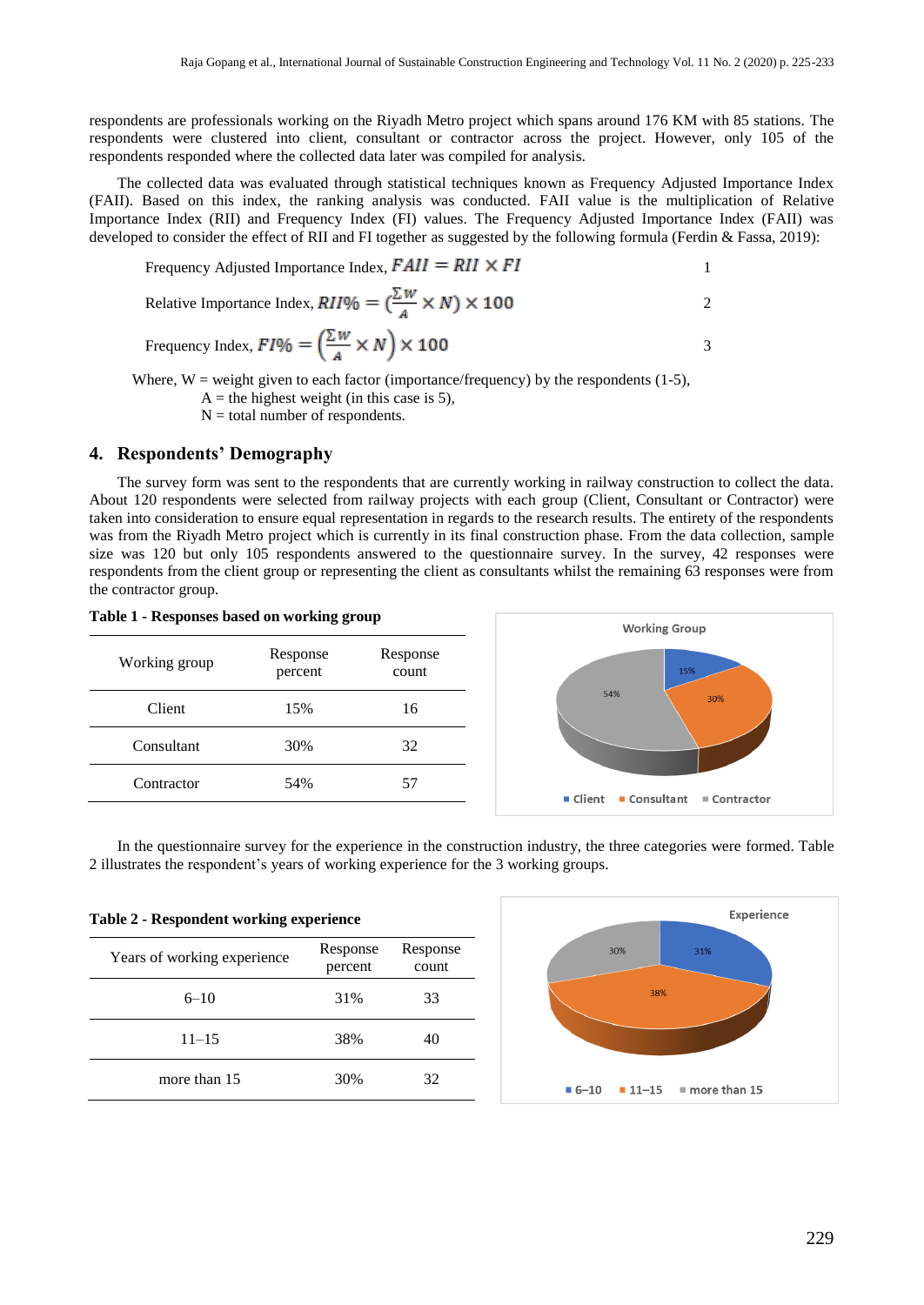respondents are professionals working on the Riyadh Metro project which spans around 176 KM with 85 stations. The respondents were clustered into client, consultant or contractor across the project. However, only 105 of the respondents responded where the collected data later was compiled for analysis.

The collected data was evaluated through statistical techniques known as Frequency Adjusted Importance Index (FAII). Based on this index, the ranking analysis was conducted. FAII value is the multiplication of Relative Importance Index (RII) and Frequency Index (FI) values. The Frequency Adjusted Importance Index (FAII) was developed to consider the effect of RII and FI together as suggested by the following formula (Ferdin & Fassa, 2019):

Frequency Adjusted Importance Index, $FAII = RII \times FI$ (1)

Relative Importance Index, $RII\% = (\frac{\sum w}{A} \times N) \times 100$ (2)

Frequency Index, $FI\% = \left(\frac{\sum w}{A} \times N\right) \times 100$ (3)

Where, W = weight given to each factor (importance/frequency) by the respondents (1-5),
A = the highest weight (in this case is 5),
N = total number of respondents.

## 4. Respondents' Demography

The survey form was sent to the respondents that are currently working in railway construction to collect the data. About 120 respondents were selected from railway projects with each group (Client, Consultant or Contractor) were taken into consideration to ensure equal representation in regards to the research results. The entirety of the respondents was from the Riyadh Metro project which is currently in its final construction phase. From the data collection, sample size was 120 but only 105 respondents answered to the questionnaire survey. In the survey, 42 responses were respondents from the client group or representing the client as consultants whilst the remaining 63 responses were from the contractor group.

**Table 1 - Responses based on working group**

| Working group | Response percent | Response count |
|---|---|---|
| Client | 15% | 16 |
| Consultant | 30% | 32 |
| Contractor | 54% | 57 |

Working Group

15%
30%
54%

Client, Consultant, Contractor

In the questionnaire survey for the experience in the construction industry, the three categories were formed. Table 2 illustrates the respondent's years of working experience for the 3 working groups.

**Table 2 - Respondent working experience**

| Years of working experience | Response percent | Response count |
|---|---|---|
| 6–10 | 31% | 33 |
| 11–15 | 38% | 40 |
| more than 15 | 30% | 32 |

Experience

31%
38%
30%

6–10, 11–15, more than 15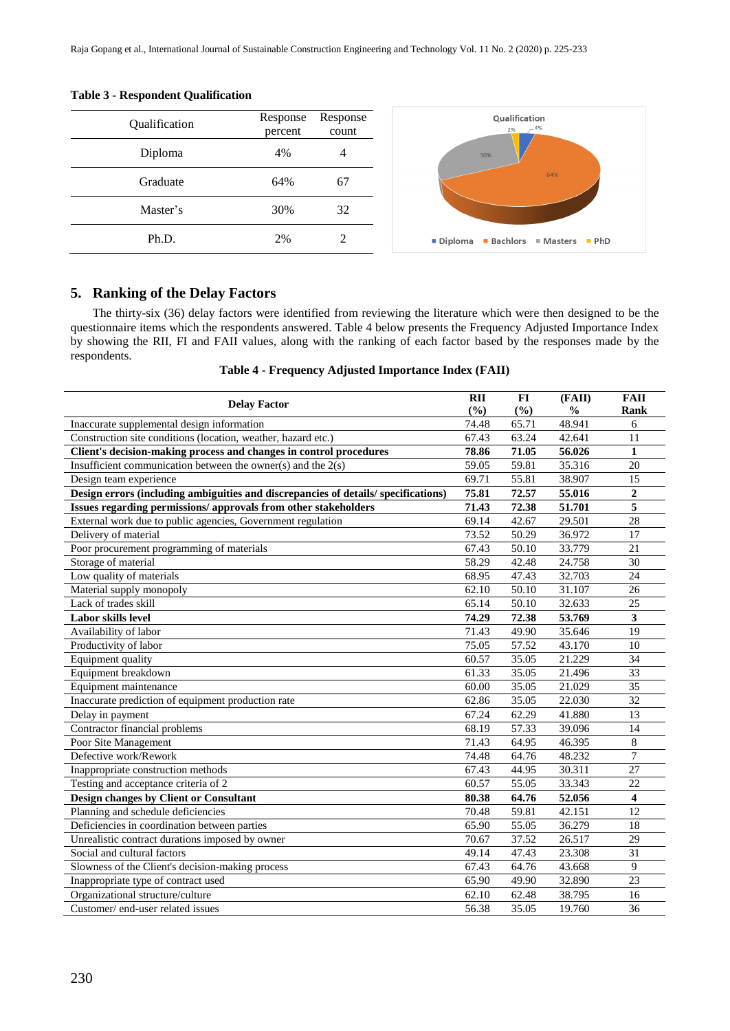**Table 3 - Respondent Qualification**

| Qualification | Response percent | Response count |
|---|---|---|
| Diploma | 4% | 4 |
| Graduate | 64% | 67 |
| Master's | 30% | 32 |
| Ph.D. | 2% | 2 |

## 5. Ranking of the Delay Factors

The thirty-six (36) delay factors were identified from reviewing the literature which were then designed to be the questionnaire items which the respondents answered. Table 4 below presents the Frequency Adjusted Importance Index by showing the RII, FI and FAII values, along with the ranking of each factor based by the responses made by the respondents.

**Table 4 - Frequency Adjusted Importance Index (FAII)**

| Delay Factor | RII (%) | FI (%) | (FAII) % | FAII Rank |
|---|---|---|---|---|
| Inaccurate supplemental design information | 74.48 | 65.71 | 48.941 | 6 |
| Construction site conditions (location, weather, hazard etc.) | 67.43 | 63.24 | 42.641 | 11 |
| **Client's decision-making process and changes in control procedures** | **78.86** | **71.05** | **56.026** | **1** |
| Insufficient communication between the owner(s) and the 2(s) | 59.05 | 59.81 | 35.316 | 20 |
| Design team experience | 69.71 | 55.81 | 38.907 | 15 |
| **Design errors (including ambiguities and discrepancies of details/ specifications)** | **75.81** | **72.57** | **55.016** | **2** |
| **Issues regarding permissions/ approvals from other stakeholders** | **71.43** | **72.38** | **51.701** | **5** |
| External work due to public agencies, Government regulation | 69.14 | 42.67 | 29.501 | 28 |
| Delivery of material | 73.52 | 50.29 | 36.972 | 17 |
| Poor procurement programming of materials | 67.43 | 50.10 | 33.779 | 21 |
| Storage of material | 58.29 | 42.48 | 24.758 | 30 |
| Low quality of materials | 68.95 | 47.43 | 32.703 | 24 |
| Material supply monopoly | 62.10 | 50.10 | 31.107 | 26 |
| Lack of trades skill | 65.14 | 50.10 | 32.633 | 25 |
| **Labor skills level** | **74.29** | **72.38** | **53.769** | **3** |
| Availability of labor | 71.43 | 49.90 | 35.646 | 19 |
| Productivity of labor | 75.05 | 57.52 | 43.170 | 10 |
| Equipment quality | 60.57 | 35.05 | 21.229 | 34 |
| Equipment breakdown | 61.33 | 35.05 | 21.496 | 33 |
| Equipment maintenance | 60.00 | 35.05 | 21.029 | 35 |
| Inaccurate prediction of equipment production rate | 62.86 | 35.05 | 22.030 | 32 |
| Delay in payment | 67.24 | 62.29 | 41.880 | 13 |
| Contractor financial problems | 68.19 | 57.33 | 39.096 | 14 |
| Poor Site Management | 71.43 | 64.95 | 46.395 | 8 |
| Defective work/Rework | 74.48 | 64.76 | 48.232 | 7 |
| Inappropriate construction methods | 67.43 | 44.95 | 30.311 | 27 |
| Testing and acceptance criteria of 2 | 60.57 | 55.05 | 33.343 | 22 |
| **Design changes by Client or Consultant** | **80.38** | **64.76** | **52.056** | **4** |
| Planning and schedule deficiencies | 70.48 | 59.81 | 42.151 | 12 |
| Deficiencies in coordination between parties | 65.90 | 55.05 | 36.279 | 18 |
| Unrealistic contract durations imposed by owner | 70.67 | 37.52 | 26.517 | 29 |
| Social and cultural factors | 49.14 | 47.43 | 23.308 | 31 |
| Slowness of the Client's decision-making process | 67.43 | 64.76 | 43.668 | 9 |
| Inappropriate type of contract used | 65.90 | 49.90 | 32.890 | 23 |
| Organizational structure/culture | 62.10 | 62.48 | 38.795 | 16 |
| Customer/ end-user related issues | 56.38 | 35.05 | 19.760 | 36 |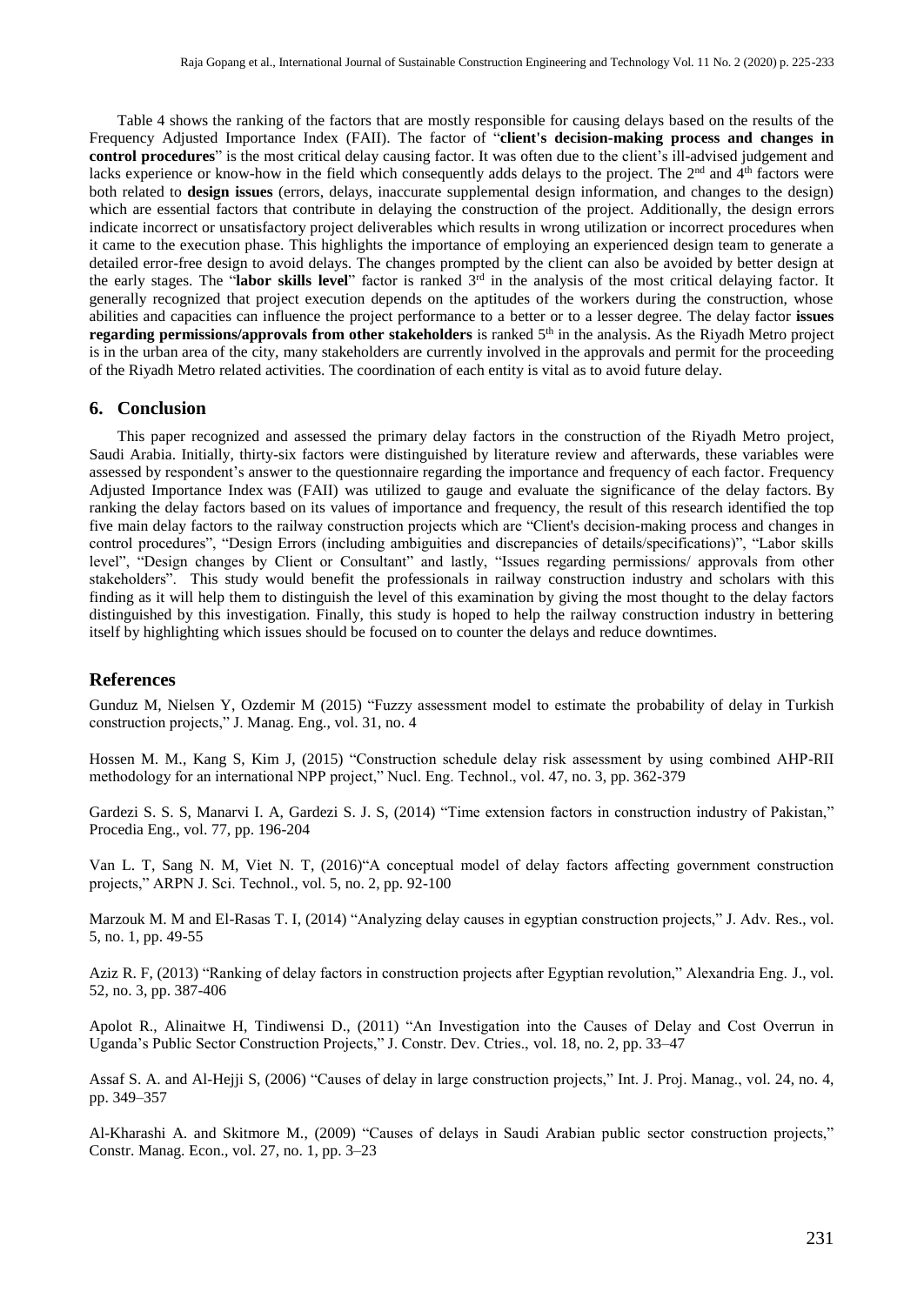Table 4 shows the ranking of the factors that are mostly responsible for causing delays based on the results of the Frequency Adjusted Importance Index (FAII). The factor of "**client's decision-making process and changes in control procedures**" is the most critical delay causing factor. It was often due to the client's ill-advised judgement and lacks experience or know-how in the field which consequently adds delays to the project. The 2nd and 4th factors were both related to **design issues** (errors, delays, inaccurate supplemental design information, and changes to the design) which are essential factors that contribute in delaying the construction of the project. Additionally, the design errors indicate incorrect or unsatisfactory project deliverables which results in wrong utilization or incorrect procedures when it came to the execution phase. This highlights the importance of employing an experienced design team to generate a detailed error-free design to avoid delays. The changes prompted by the client can also be avoided by better design at the early stages. The "**labor skills level**" factor is ranked 3rd in the analysis of the most critical delaying factor. It generally recognized that project execution depends on the aptitudes of the workers during the construction, whose abilities and capacities can influence the project performance to a better or to a lesser degree. The delay factor **issues regarding permissions/approvals from other stakeholders** is ranked 5th in the analysis. As the Riyadh Metro project is in the urban area of the city, many stakeholders are currently involved in the approvals and permit for the proceeding of the Riyadh Metro related activities. The coordination of each entity is vital as to avoid future delay.

## 6. Conclusion

This paper recognized and assessed the primary delay factors in the construction of the Riyadh Metro project, Saudi Arabia. Initially, thirty-six factors were distinguished by literature review and afterwards, these variables were assessed by respondent's answer to the questionnaire regarding the importance and frequency of each factor. Frequency Adjusted Importance Index was (FAII) was utilized to gauge and evaluate the significance of the delay factors. By ranking the delay factors based on its values of importance and frequency, the result of this research identified the top five main delay factors to the railway construction projects which are "Client's decision-making process and changes in control procedures", "Design Errors (including ambiguities and discrepancies of details/specifications)", "Labor skills level", "Design changes by Client or Consultant" and lastly, "Issues regarding permissions/ approvals from other stakeholders". This study would benefit the professionals in railway construction industry and scholars with this finding as it will help them to distinguish the level of this examination by giving the most thought to the delay factors distinguished by this investigation. Finally, this study is hoped to help the railway construction industry in bettering itself by highlighting which issues should be focused on to counter the delays and reduce downtimes.

## References

Gunduz M, Nielsen Y, Ozdemir M (2015) "Fuzzy assessment model to estimate the probability of delay in Turkish construction projects," J. Manag. Eng., vol. 31, no. 4

Hossen M. M., Kang S, Kim J, (2015) "Construction schedule delay risk assessment by using combined AHP-RII methodology for an international NPP project," Nucl. Eng. Technol., vol. 47, no. 3, pp. 362-379

Gardezi S. S. S, Manarvi I. A, Gardezi S. J. S, (2014) "Time extension factors in construction industry of Pakistan," Procedia Eng., vol. 77, pp. 196-204

Van L. T, Sang N. M, Viet N. T, (2016)"A conceptual model of delay factors affecting government construction projects," ARPN J. Sci. Technol., vol. 5, no. 2, pp. 92-100

Marzouk M. M and El-Rasas T. I, (2014) "Analyzing delay causes in egyptian construction projects," J. Adv. Res., vol. 5, no. 1, pp. 49-55

Aziz R. F, (2013) "Ranking of delay factors in construction projects after Egyptian revolution," Alexandria Eng. J., vol. 52, no. 3, pp. 387-406

Apolot R., Alinaitwe H, Tindiwensi D., (2011) "An Investigation into the Causes of Delay and Cost Overrun in Uganda's Public Sector Construction Projects," J. Constr. Dev. Ctries., vol. 18, no. 2, pp. 33–47

Assaf S. A. and Al-Hejji S, (2006) "Causes of delay in large construction projects," Int. J. Proj. Manag., vol. 24, no. 4, pp. 349–357

Al-Kharashi A. and Skitmore M., (2009) "Causes of delays in Saudi Arabian public sector construction projects," Constr. Manag. Econ., vol. 27, no. 1, pp. 3–23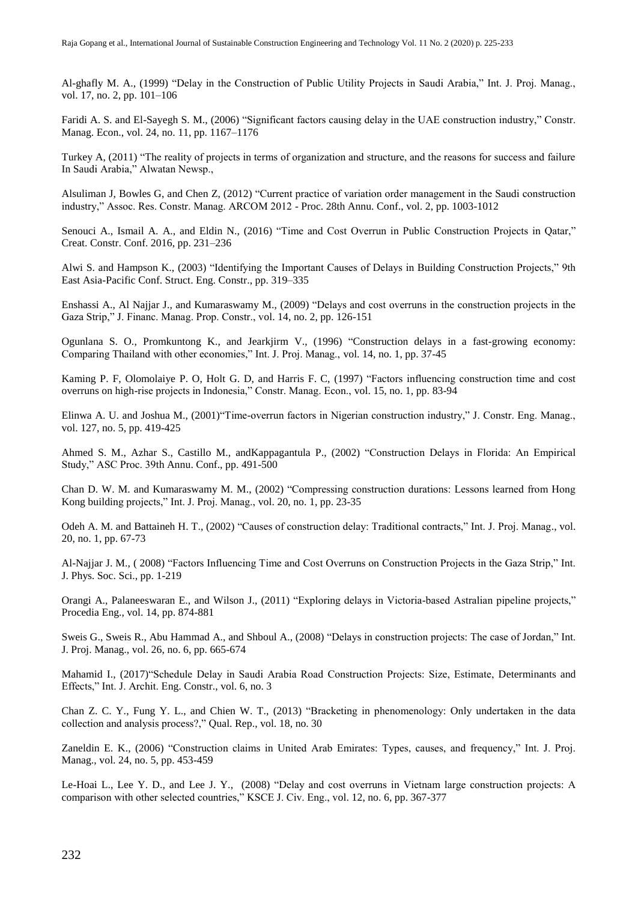Al-ghafly M. A., (1999) "Delay in the Construction of Public Utility Projects in Saudi Arabia," Int. J. Proj. Manag., vol. 17, no. 2, pp. 101–106

Faridi A. S. and El-Sayegh S. M., (2006) "Significant factors causing delay in the UAE construction industry," Constr. Manag. Econ., vol. 24, no. 11, pp. 1167–1176

Turkey A, (2011) "The reality of projects in terms of organization and structure, and the reasons for success and failure In Saudi Arabia," Alwatan Newsp.,

Alsuliman J, Bowles G, and Chen Z, (2012) "Current practice of variation order management in the Saudi construction industry," Assoc. Res. Constr. Manag. ARCOM 2012 - Proc. 28th Annu. Conf., vol. 2, pp. 1003-1012

Senouci A., Ismail A. A., and Eldin N., (2016) "Time and Cost Overrun in Public Construction Projects in Qatar," Creat. Constr. Conf. 2016, pp. 231–236

Alwi S. and Hampson K., (2003) "Identifying the Important Causes of Delays in Building Construction Projects," 9th East Asia-Pacific Conf. Struct. Eng. Constr., pp. 319–335

Enshassi A., Al Najjar J., and Kumaraswamy M., (2009) "Delays and cost overruns in the construction projects in the Gaza Strip," J. Financ. Manag. Prop. Constr., vol. 14, no. 2, pp. 126-151

Ogunlana S. O., Promkuntong K., and Jearkjirm V., (1996) "Construction delays in a fast-growing economy: Comparing Thailand with other economies," Int. J. Proj. Manag., vol. 14, no. 1, pp. 37-45

Kaming P. F, Olomolaiye P. O, Holt G. D, and Harris F. C, (1997) "Factors influencing construction time and cost overruns on high-rise projects in Indonesia," Constr. Manag. Econ., vol. 15, no. 1, pp. 83-94

Elinwa A. U. and Joshua M., (2001)"Time-overrun factors in Nigerian construction industry," J. Constr. Eng. Manag., vol. 127, no. 5, pp. 419-425

Ahmed S. M., Azhar S., Castillo M., andKappagantula P., (2002) "Construction Delays in Florida: An Empirical Study," ASC Proc. 39th Annu. Conf., pp. 491-500

Chan D. W. M. and Kumaraswamy M. M., (2002) "Compressing construction durations: Lessons learned from Hong Kong building projects," Int. J. Proj. Manag., vol. 20, no. 1, pp. 23-35

Odeh A. M. and Battaineh H. T., (2002) "Causes of construction delay: Traditional contracts," Int. J. Proj. Manag., vol. 20, no. 1, pp. 67-73

Al-Najjar J. M., ( 2008) "Factors Influencing Time and Cost Overruns on Construction Projects in the Gaza Strip," Int. J. Phys. Soc. Sci., pp. 1-219

Orangi A., Palaneeswaran E., and Wilson J., (2011) "Exploring delays in Victoria-based Astralian pipeline projects," Procedia Eng., vol. 14, pp. 874-881

Sweis G., Sweis R., Abu Hammad A., and Shboul A., (2008) "Delays in construction projects: The case of Jordan," Int. J. Proj. Manag., vol. 26, no. 6, pp. 665-674

Mahamid I., (2017)"Schedule Delay in Saudi Arabia Road Construction Projects: Size, Estimate, Determinants and Effects," Int. J. Archit. Eng. Constr., vol. 6, no. 3

Chan Z. C. Y., Fung Y. L., and Chien W. T., (2013) "Bracketing in phenomenology: Only undertaken in the data collection and analysis process?," Qual. Rep., vol. 18, no. 30

Zaneldin E. K., (2006) "Construction claims in United Arab Emirates: Types, causes, and frequency," Int. J. Proj. Manag., vol. 24, no. 5, pp. 453-459

Le-Hoai L., Lee Y. D., and Lee J. Y., (2008) "Delay and cost overruns in Vietnam large construction projects: A comparison with other selected countries," KSCE J. Civ. Eng., vol. 12, no. 6, pp. 367-377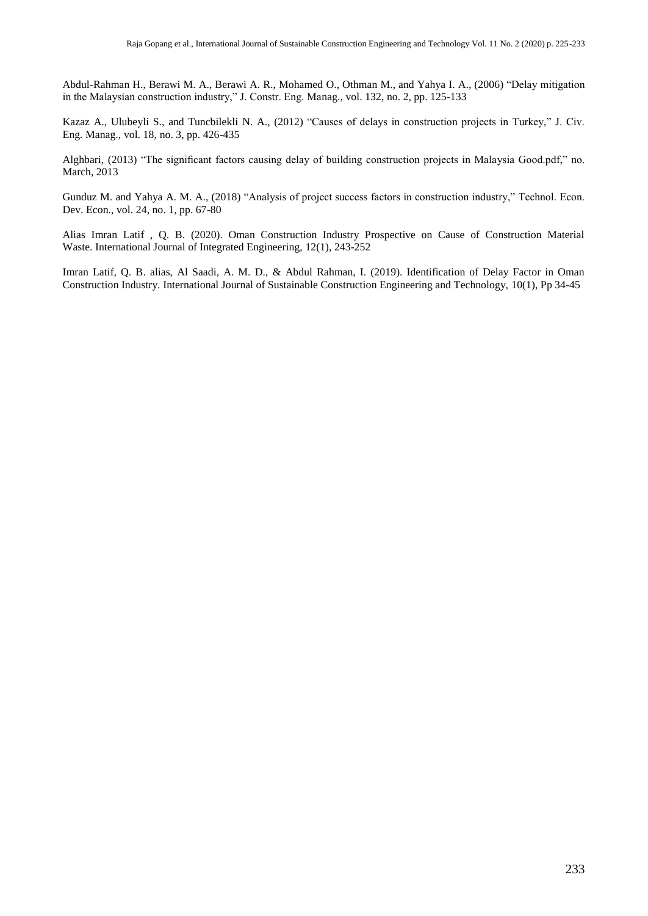Abdul-Rahman H., Berawi M. A., Berawi A. R., Mohamed O., Othman M., and Yahya I. A., (2006) "Delay mitigation in the Malaysian construction industry," J. Constr. Eng. Manag., vol. 132, no. 2, pp. 125-133

Kazaz A., Ulubeyli S., and Tuncbilekli N. A., (2012) "Causes of delays in construction projects in Turkey," J. Civ. Eng. Manag., vol. 18, no. 3, pp. 426-435

Alghbari, (2013) "The significant factors causing delay of building construction projects in Malaysia Good.pdf," no. March, 2013

Gunduz M. and Yahya A. M. A., (2018) "Analysis of project success factors in construction industry," Technol. Econ. Dev. Econ., vol. 24, no. 1, pp. 67-80

Alias Imran Latif , Q. B. (2020). Oman Construction Industry Prospective on Cause of Construction Material Waste. International Journal of Integrated Engineering, 12(1), 243-252

Imran Latif, Q. B. alias, Al Saadi, A. M. D., & Abdul Rahman, I. (2019). Identification of Delay Factor in Oman Construction Industry. International Journal of Sustainable Construction Engineering and Technology, 10(1), Pp 34-45